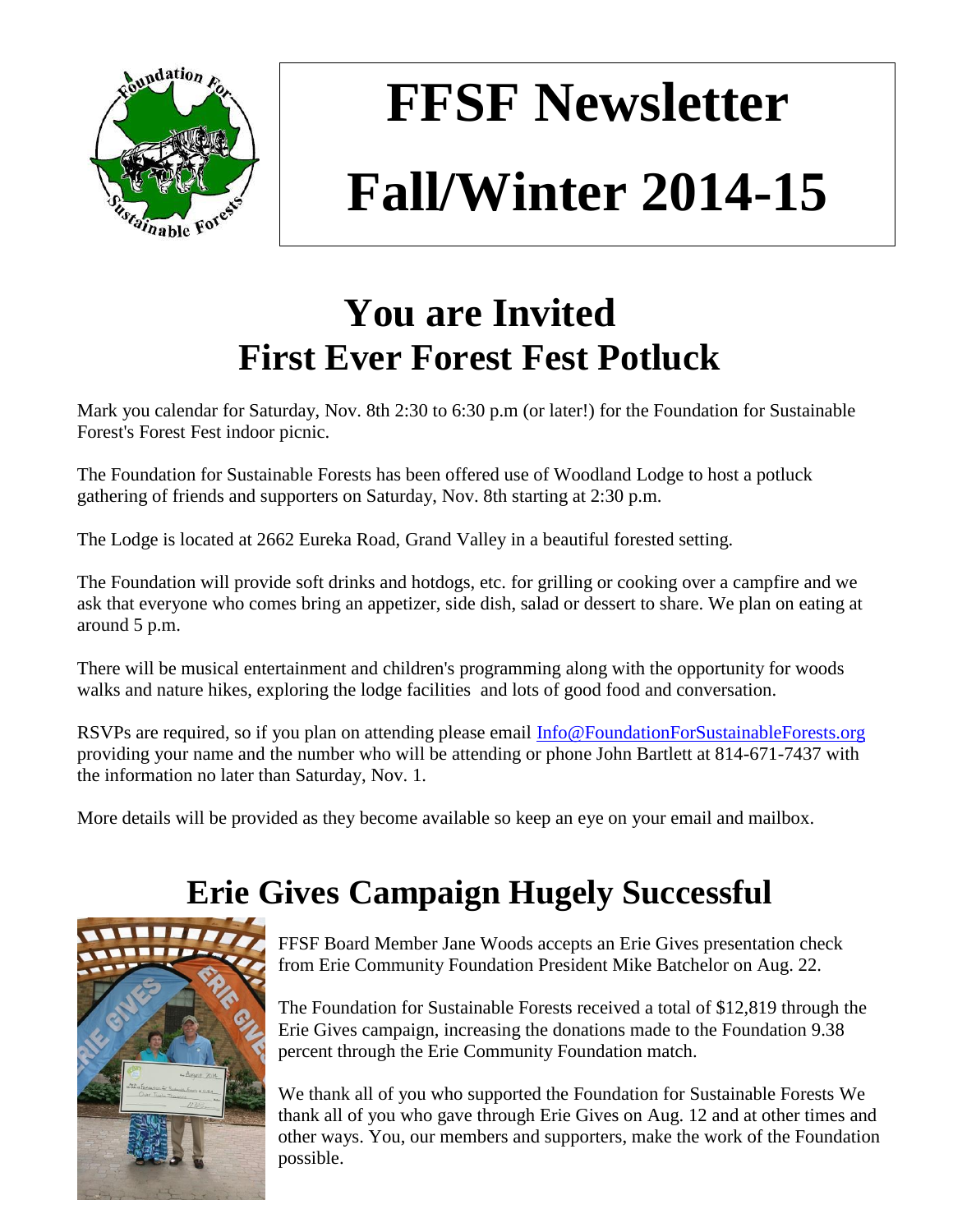# FFSF Newsletter

# Fall/Winter 2014-15

## You are Invited
## First Ever Forest Fest Potluck

Mark you calendar for Saturday, Nov. 8th 2:30 to 6:30 p.m (or later!) for the Foundation for Sustainable Forest's Forest Fest indoor picnic.

The Foundation for Sustainable Forests has been offered use of Woodland Lodge to host a potluck gathering of friends and supporters on Saturday, Nov. 8th starting at 2:30 p.m.

The Lodge is located at 2662 Eureka Road, Grand Valley in a beautiful forested setting.

The Foundation will provide soft drinks and hotdogs, etc. for grilling or cooking over a campfire and we ask that everyone who comes bring an appetizer, side dish, salad or dessert to share. We plan on eating at around 5 p.m.

There will be musical entertainment and children's programming along with the opportunity for woods walks and nature hikes, exploring the lodge facilities and lots of good food and conversation.

RSVPs are required, so if you plan on attending please email Info@FoundationForSustainableForests.org providing your name and the number who will be attending or phone John Bartlett at 814-671-7437 with the information no later than Saturday, Nov. 1.

More details will be provided as they become available so keep an eye on your email and mailbox.

## Erie Gives Campaign Hugely Successful

FFSF Board Member Jane Woods accepts an Erie Gives presentation check from Erie Community Foundation President Mike Batchelor on Aug. 22.

The Foundation for Sustainable Forests received a total of $12,819 through the Erie Gives campaign, increasing the donations made to the Foundation 9.38 percent through the Erie Community Foundation match.

We thank all of you who supported the Foundation for Sustainable Forests We thank all of you who gave through Erie Gives on Aug. 12 and at other times and other ways. You, our members and supporters, make the work of the Foundation possible.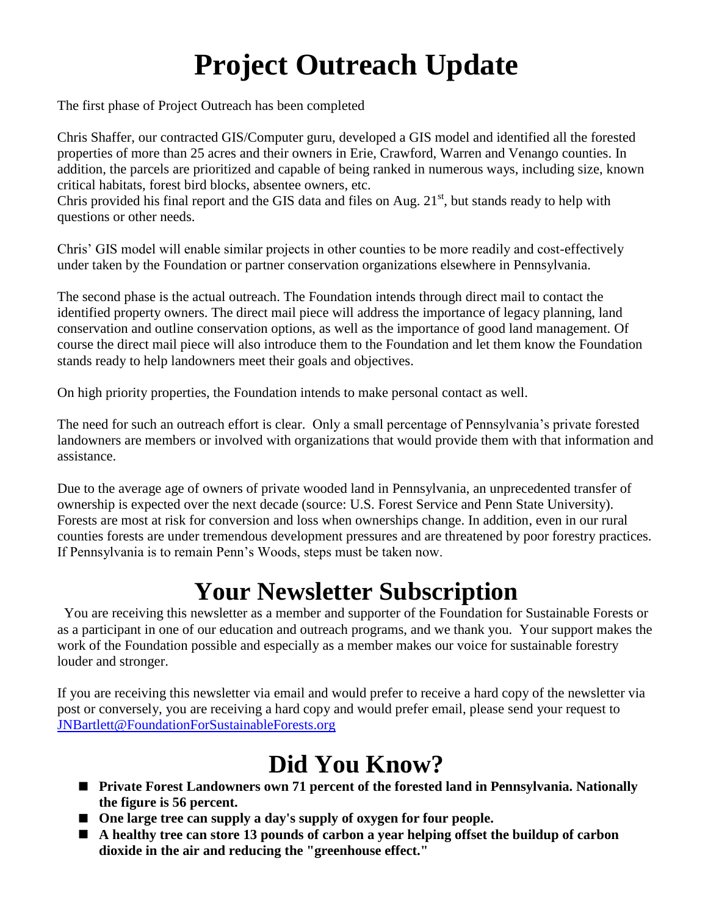# Project Outreach Update

The first phase of Project Outreach has been completed

Chris Shaffer, our contracted GIS/Computer guru, developed a GIS model and identified all the forested properties of more than 25 acres and their owners in Erie, Crawford, Warren and Venango counties. In addition, the parcels are prioritized and capable of being ranked in numerous ways, including size, known critical habitats, forest bird blocks, absentee owners, etc.
Chris provided his final report and the GIS data and files on Aug. 21st, but stands ready to help with questions or other needs.

Chris' GIS model will enable similar projects in other counties to be more readily and cost-effectively under taken by the Foundation or partner conservation organizations elsewhere in Pennsylvania.

The second phase is the actual outreach. The Foundation intends through direct mail to contact the identified property owners. The direct mail piece will address the importance of legacy planning, land conservation and outline conservation options, as well as the importance of good land management. Of course the direct mail piece will also introduce them to the Foundation and let them know the Foundation stands ready to help landowners meet their goals and objectives.

On high priority properties, the Foundation intends to make personal contact as well.

The need for such an outreach effort is clear. Only a small percentage of Pennsylvania's private forested landowners are members or involved with organizations that would provide them with that information and assistance.

Due to the average age of owners of private wooded land in Pennsylvania, an unprecedented transfer of ownership is expected over the next decade (source: U.S. Forest Service and Penn State University). Forests are most at risk for conversion and loss when ownerships change. In addition, even in our rural counties forests are under tremendous development pressures and are threatened by poor forestry practices. If Pennsylvania is to remain Penn's Woods, steps must be taken now.

# Your Newsletter Subscription

You are receiving this newsletter as a member and supporter of the Foundation for Sustainable Forests or as a participant in one of our education and outreach programs, and we thank you. Your support makes the work of the Foundation possible and especially as a member makes our voice for sustainable forestry louder and stronger.

If you are receiving this newsletter via email and would prefer to receive a hard copy of the newsletter via post or conversely, you are receiving a hard copy and would prefer email, please send your request to JNBartlett@FoundationForSustainableForests.org

# Did You Know?

- **Private Forest Landowners own 71 percent of the forested land in Pennsylvania. Nationally the figure is 56 percent.**
- **One large tree can supply a day's supply of oxygen for four people.**
- **A healthy tree can store 13 pounds of carbon a year helping offset the buildup of carbon dioxide in the air and reducing the "greenhouse effect."**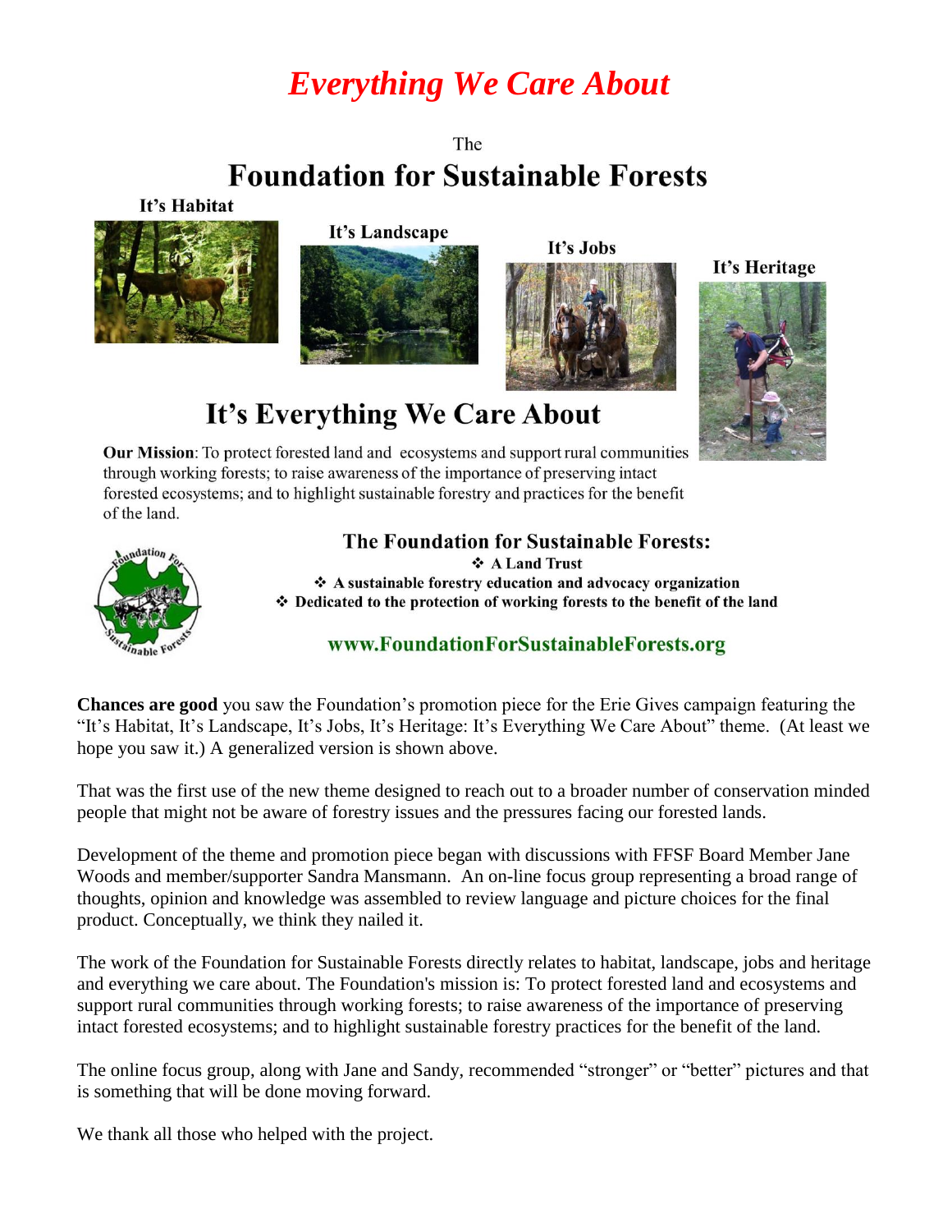# *Everything We Care About*

The

## Foundation for Sustainable Forests

It's Habitat

It's Landscape

It's Jobs

It's Heritage

## It's Everything We Care About

**Our Mission**: To protect forested land and ecosystems and support rural communities through working forests; to raise awareness of the importance of preserving intact forested ecosystems; and to highlight sustainable forestry and practices for the benefit of the land.

Foundation For Sustainable Forests

### The Foundation for Sustainable Forests:

- **A Land Trust**
- **A sustainable forestry education and advocacy organization**
- **Dedicated to the protection of working forests to the benefit of the land**

**www.FoundationForSustainableForests.org**

**Chances are good** you saw the Foundation's promotion piece for the Erie Gives campaign featuring the "It's Habitat, It's Landscape, It's Jobs, It's Heritage: It's Everything We Care About" theme. (At least we hope you saw it.) A generalized version is shown above.

That was the first use of the new theme designed to reach out to a broader number of conservation minded people that might not be aware of forestry issues and the pressures facing our forested lands.

Development of the theme and promotion piece began with discussions with FFSF Board Member Jane Woods and member/supporter Sandra Mansmann. An on-line focus group representing a broad range of thoughts, opinion and knowledge was assembled to review language and picture choices for the final product. Conceptually, we think they nailed it.

The work of the Foundation for Sustainable Forests directly relates to habitat, landscape, jobs and heritage and everything we care about. The Foundation's mission is: To protect forested land and ecosystems and support rural communities through working forests; to raise awareness of the importance of preserving intact forested ecosystems; and to highlight sustainable forestry practices for the benefit of the land.

The online focus group, along with Jane and Sandy, recommended "stronger" or "better" pictures and that is something that will be done moving forward.

We thank all those who helped with the project.